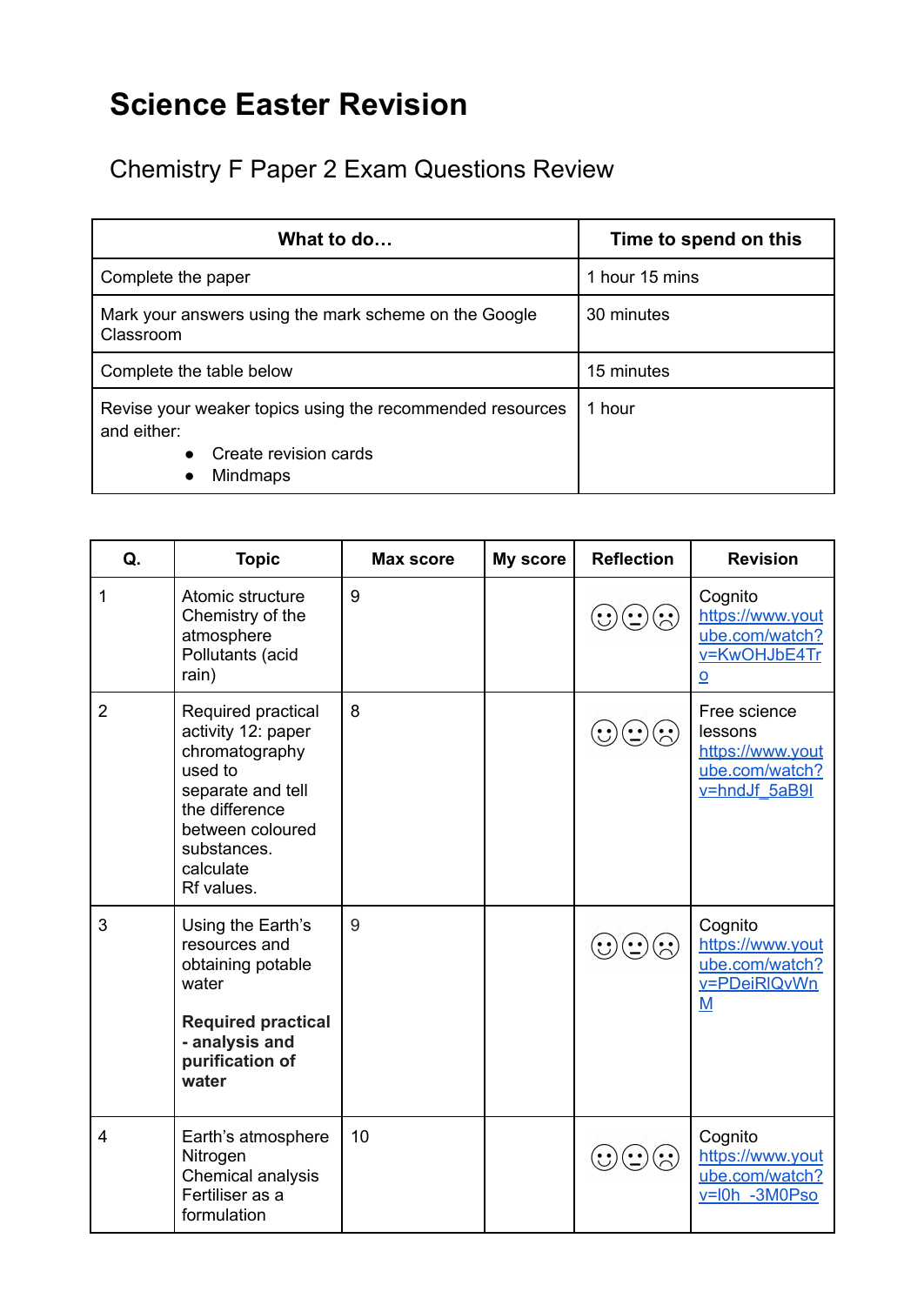# Science Easter Revision

## Chemistry F Paper 2 Exam Questions Review

| What to do… | Time to spend on this |
| --- | --- |
| Complete the paper | 1 hour 15 mins |
| Mark your answers using the mark scheme on the Google Classroom | 30 minutes |
| Complete the table below | 15 minutes |
| Revise your weaker topics using the recommended resources and either:<br>• Create revision cards<br>• Mindmaps | 1 hour |

| Q. | Topic | Max score | My score | Reflection | Revision |
| --- | --- | --- | --- | --- | --- |
| 1 | Atomic structure<br>Chemistry of the atmosphere<br>Pollutants (acid rain) | 9 | | ☺ 😐 ☹ | Cognito https://www.youtube.com/watch?v=KwOHJbE4Tro |
| 2 | Required practical activity 12: paper chromatography used to separate and tell the difference between coloured substances. calculate Rf values. | 8 | | ☺ 😐 ☹ | Free science lessons https://www.youtube.com/watch?v=hndJf_5aB9I |
| 3 | Using the Earth's resources and obtaining potable water<br><br>**Required practical - analysis and purification of water** | 9 | | ☺ 😐 ☹ | Cognito https://www.youtube.com/watch?v=PDeiRlQvWnM |
| 4 | Earth's atmosphere<br>Nitrogen<br>Chemical analysis<br>Fertiliser as a formulation | 10 | | ☺ 😐 ☹ | Cognito https://www.youtube.com/watch?v=l0h_-3M0Pso |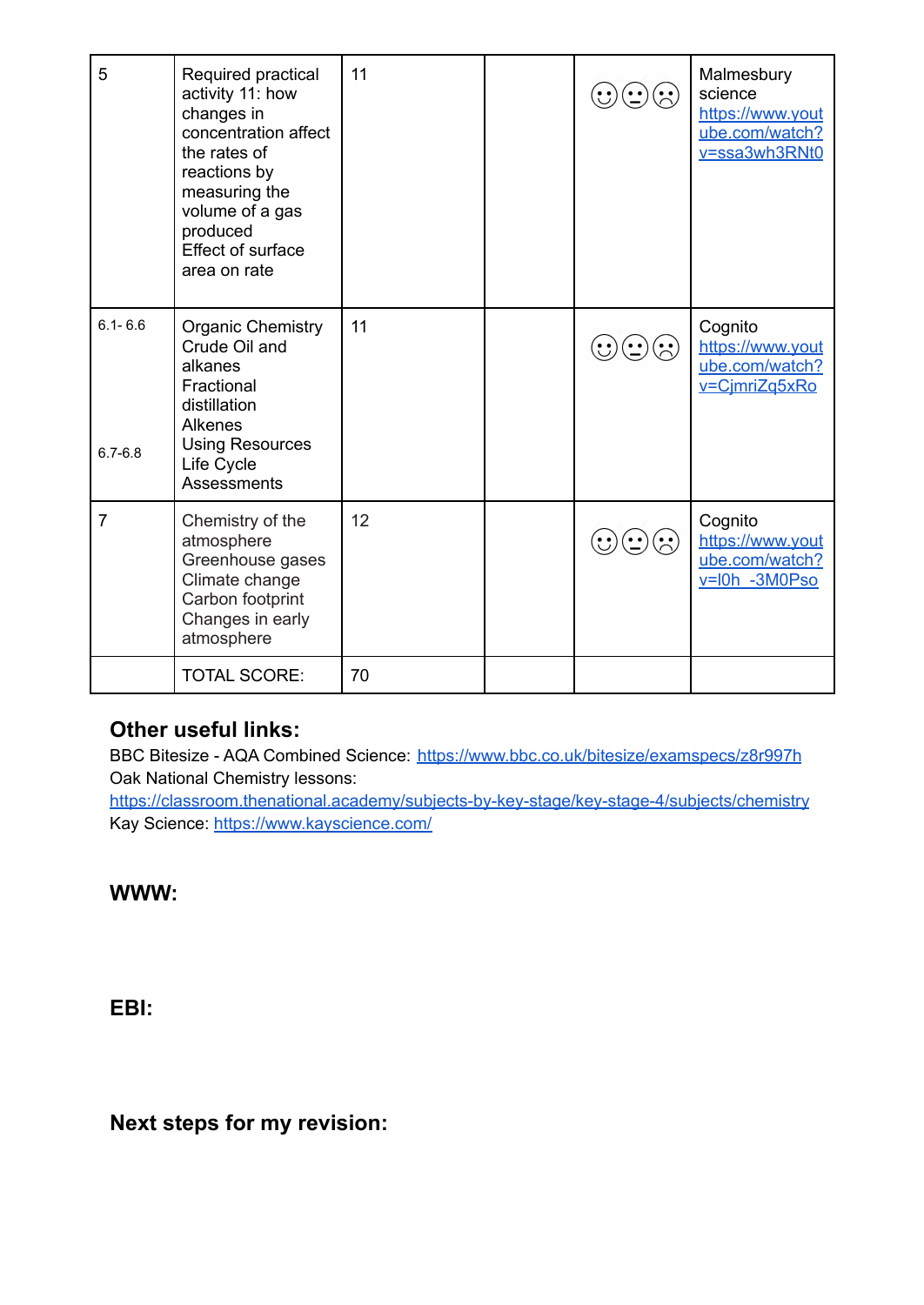| | | | | | |
|---|---|---|---|---|---|
| 5 | Required practical activity 11: how changes in concentration affect the rates of reactions by measuring the volume of a gas produced<br>Effect of surface area on rate | 11 | | ☺😐☹ | Malmesbury science<br>https://www.youtube.com/watch?v=ssa3wh3RNt0 |
| 6.1- 6.6<br><br>6.7-6.8 | Organic Chemistry<br>Crude Oil and alkanes<br>Fractional distillation<br>Alkenes<br>Using Resources<br>Life Cycle Assessments | 11 | | ☺😐☹ | Cognito<br>https://www.youtube.com/watch?v=CjmriZq5xRo |
| 7 | Chemistry of the atmosphere<br>Greenhouse gases<br>Climate change<br>Carbon footprint<br>Changes in early atmosphere | 12 | | ☺😐☹ | Cognito<br>https://www.youtube.com/watch?v=I0h_-3M0Pso |
| | TOTAL SCORE: | 70 | | | |

**Other useful links:**

BBC Bitesize - AQA Combined Science: https://www.bbc.co.uk/bitesize/examspecs/z8r997h

Oak National Chemistry lessons:
https://classroom.thenational.academy/subjects-by-key-stage/key-stage-4/subjects/chemistry

Kay Science: https://www.kayscience.com/

**WWW:**

**EBI:**

**Next steps for my revision:**